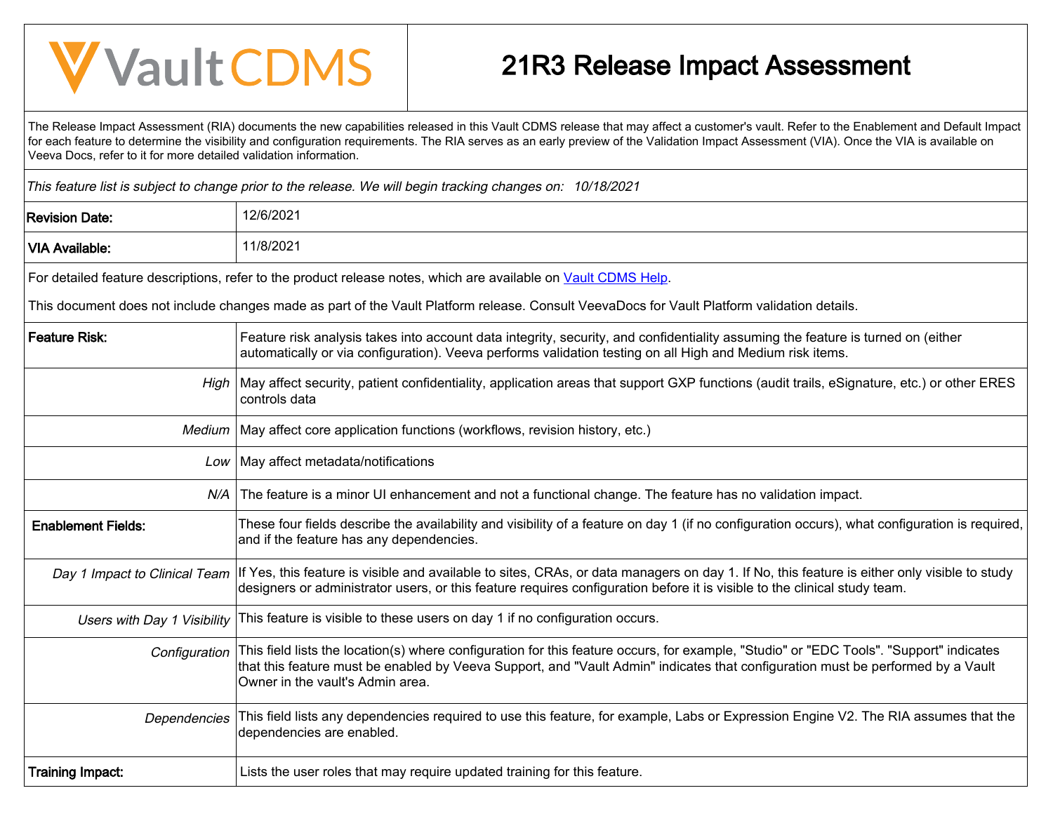# Vault CDMS

# 21R3 Release Impact Assessment

The Release Impact Assessment (RIA) documents the new capabilities released in this Vault CDMS release that may affect a customer's vault. Refer to the Enablement and Default Impact for each feature to determine the visibility and configuration requirements. The RIA serves as an early preview of the Validation Impact Assessment (VIA). Once the VIA is available on Veeva Docs, refer to it for more detailed validation information.

*This feature list is subject to change prior to the release. We will begin tracking changes on: 10/18/2021*

| | |
|---|---|
| **Revision Date:** | 12/6/2021 |
| **VIA Available:** | 11/8/2021 |

For detailed feature descriptions, refer to the product release notes, which are available on [Vault CDMS Help](Vault CDMS Help).

This document does not include changes made as part of the Vault Platform release. Consult VeevaDocs for Vault Platform validation details.

| | |
|---|---|
| **Feature Risk:** | Feature risk analysis takes into account data integrity, security, and confidentiality assuming the feature is turned on (either automatically or via configuration). Veeva performs validation testing on all High and Medium risk items. |
| *High* | May affect security, patient confidentiality, application areas that support GXP functions (audit trails, eSignature, etc.) or other ERES controls data |
| *Medium* | May affect core application functions (workflows, revision history, etc.) |
| *Low* | May affect metadata/notifications |
| *N/A* | The feature is a minor UI enhancement and not a functional change. The feature has no validation impact. |
| **Enablement Fields:** | These four fields describe the availability and visibility of a feature on day 1 (if no configuration occurs), what configuration is required, and if the feature has any dependencies. |
| *Day 1 Impact to Clinical Team* | If Yes, this feature is visible and available to sites, CRAs, or data managers on day 1. If No, this feature is either only visible to study designers or administrator users, or this feature requires configuration before it is visible to the clinical study team. |
| *Users with Day 1 Visibility* | This feature is visible to these users on day 1 if no configuration occurs. |
| *Configuration* | This field lists the location(s) where configuration for this feature occurs, for example, "Studio" or "EDC Tools". "Support" indicates that this feature must be enabled by Veeva Support, and "Vault Admin" indicates that configuration must be performed by a Vault Owner in the vault's Admin area. |
| *Dependencies* | This field lists any dependencies required to use this feature, for example, Labs or Expression Engine V2. The RIA assumes that the dependencies are enabled. |
| **Training Impact:** | Lists the user roles that may require updated training for this feature. |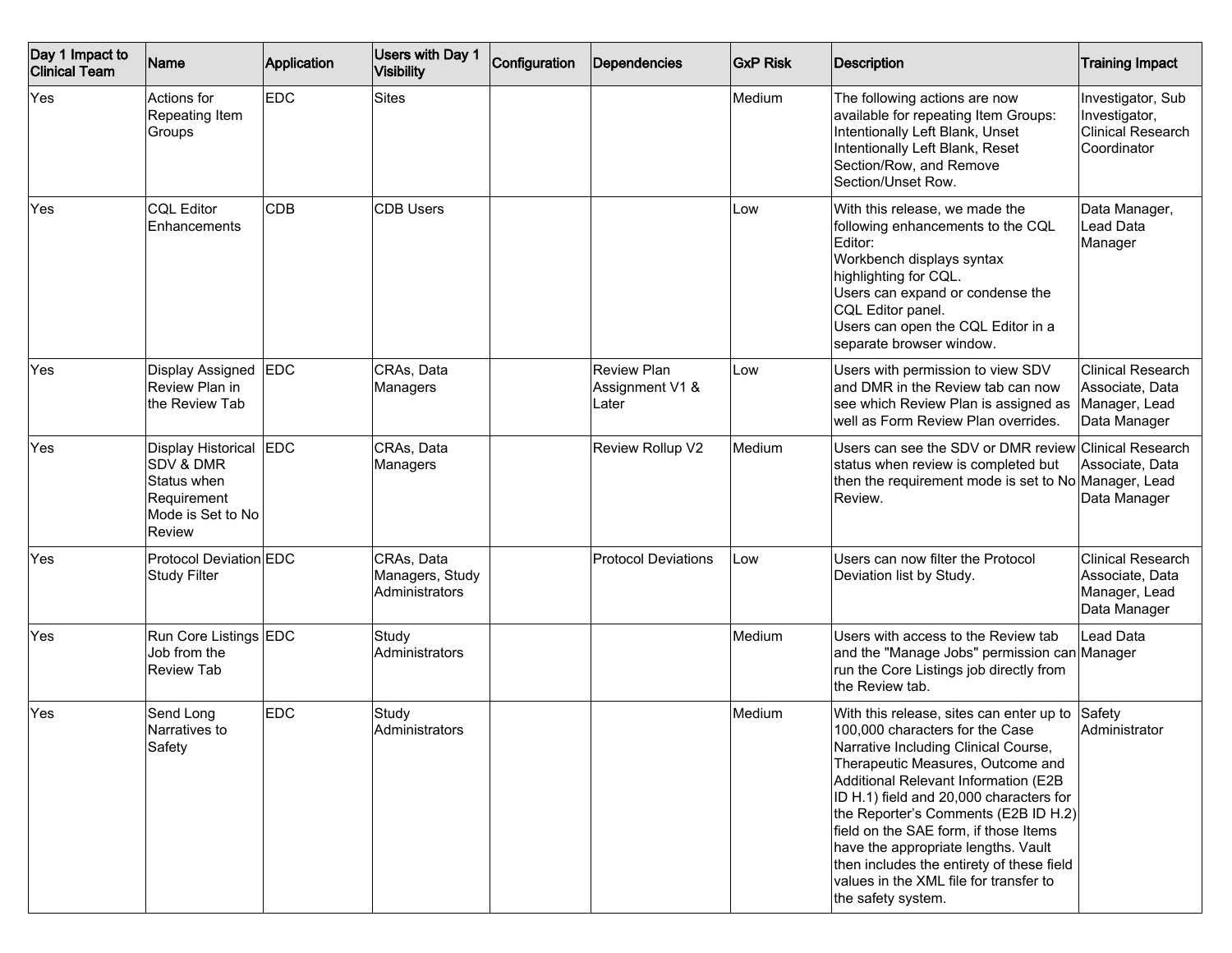| Day 1 Impact to Clinical Team | Name | Application | Users with Day 1 Visibility | Configuration | Dependencies | GxP Risk | Description | Training Impact |
|---|---|---|---|---|---|---|---|---|
| Yes | Actions for Repeating Item Groups | EDC | Sites | | | Medium | The following actions are now available for repeating Item Groups: Intentionally Left Blank, Unset Intentionally Left Blank, Reset Section/Row, and Remove Section/Unset Row. | Investigator, Sub Investigator, Clinical Research Coordinator |
| Yes | CQL Editor Enhancements | CDB | CDB Users | | | Low | With this release, we made the following enhancements to the CQL Editor:<br>Workbench displays syntax highlighting for CQL.<br>Users can expand or condense the CQL Editor panel.<br>Users can open the CQL Editor in a separate browser window. | Data Manager, Lead Data Manager |
| Yes | Display Assigned Review Plan in the Review Tab | EDC | CRAs, Data Managers | | Review Plan Assignment V1 & Later | Low | Users with permission to view SDV and DMR in the Review tab can now see which Review Plan is assigned as well as Form Review Plan overrides. | Clinical Research Associate, Data Manager, Lead Data Manager |
| Yes | Display Historical SDV & DMR Status when Requirement Mode is Set to No Review | EDC | CRAs, Data Managers | | Review Rollup V2 | Medium | Users can see the SDV or DMR review status when review is completed but then the requirement mode is set to No Review. | Clinical Research Associate, Data Manager, Lead Data Manager |
| Yes | Protocol Deviation Study Filter | EDC | CRAs, Data Managers, Study Administrators | | Protocol Deviations | Low | Users can now filter the Protocol Deviation list by Study. | Clinical Research Associate, Data Manager, Lead Data Manager |
| Yes | Run Core Listings Job from the Review Tab | EDC | Study Administrators | | | Medium | Users with access to the Review tab and the "Manage Jobs" permission can run the Core Listings job directly from the Review tab. | Lead Data Manager |
| Yes | Send Long Narratives to Safety | EDC | Study Administrators | | | Medium | With this release, sites can enter up to 100,000 characters for the Case Narrative Including Clinical Course, Therapeutic Measures, Outcome and Additional Relevant Information (E2B ID H.1) field and 20,000 characters for the Reporter's Comments (E2B ID H.2) field on the SAE form, if those Items have the appropriate lengths. Vault then includes the entirety of these field values in the XML file for transfer to the safety system. | Safety Administrator |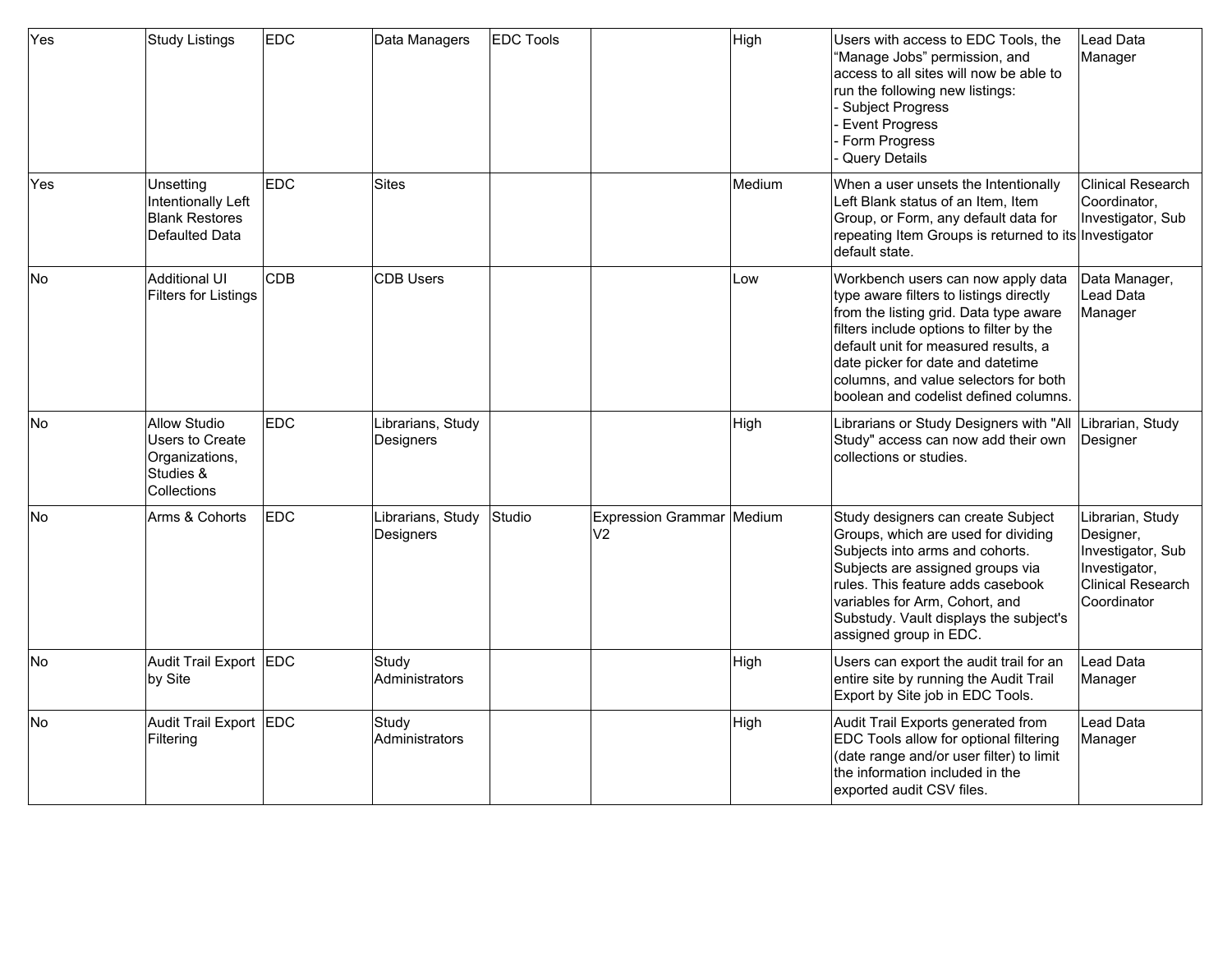| | | | | | | | | |
|---|---|---|---|---|---|---|---|---|
| Yes | Study Listings | EDC | Data Managers | EDC Tools | | High | Users with access to EDC Tools, the "Manage Jobs" permission, and access to all sites will now be able to run the following new listings:<br>- Subject Progress<br>- Event Progress<br>- Form Progress<br>- Query Details | Lead Data Manager |
| Yes | Unsetting Intentionally Left Blank Restores Defaulted Data | EDC | Sites | | | Medium | When a user unsets the Intentionally Left Blank status of an Item, Item Group, or Form, any default data for repeating Item Groups is returned to its default state. | Clinical Research Coordinator, Investigator, Sub Investigator |
| No | Additional UI Filters for Listings | CDB | CDB Users | | | Low | Workbench users can now apply data type aware filters to listings directly from the listing grid. Data type aware filters include options to filter by the default unit for measured results, a date picker for date and datetime columns, and value selectors for both boolean and codelist defined columns. | Data Manager, Lead Data Manager |
| No | Allow Studio Users to Create Organizations, Studies & Collections | EDC | Librarians, Study Designers | | | High | Librarians or Study Designers with "All Study" access can now add their own collections or studies. | Librarian, Study Designer |
| No | Arms & Cohorts | EDC | Librarians, Study Designers | Studio | Expression Grammar V2 | Medium | Study designers can create Subject Groups, which are used for dividing Subjects into arms and cohorts. Subjects are assigned groups via rules. This feature adds casebook variables for Arm, Cohort, and Substudy. Vault displays the subject's assigned group in EDC. | Librarian, Study Designer, Investigator, Sub Investigator, Clinical Research Coordinator |
| No | Audit Trail Export by Site | EDC | Study Administrators | | | High | Users can export the audit trail for an entire site by running the Audit Trail Export by Site job in EDC Tools. | Lead Data Manager |
| No | Audit Trail Export Filtering | EDC | Study Administrators | | | High | Audit Trail Exports generated from EDC Tools allow for optional filtering (date range and/or user filter) to limit the information included in the exported audit CSV files. | Lead Data Manager |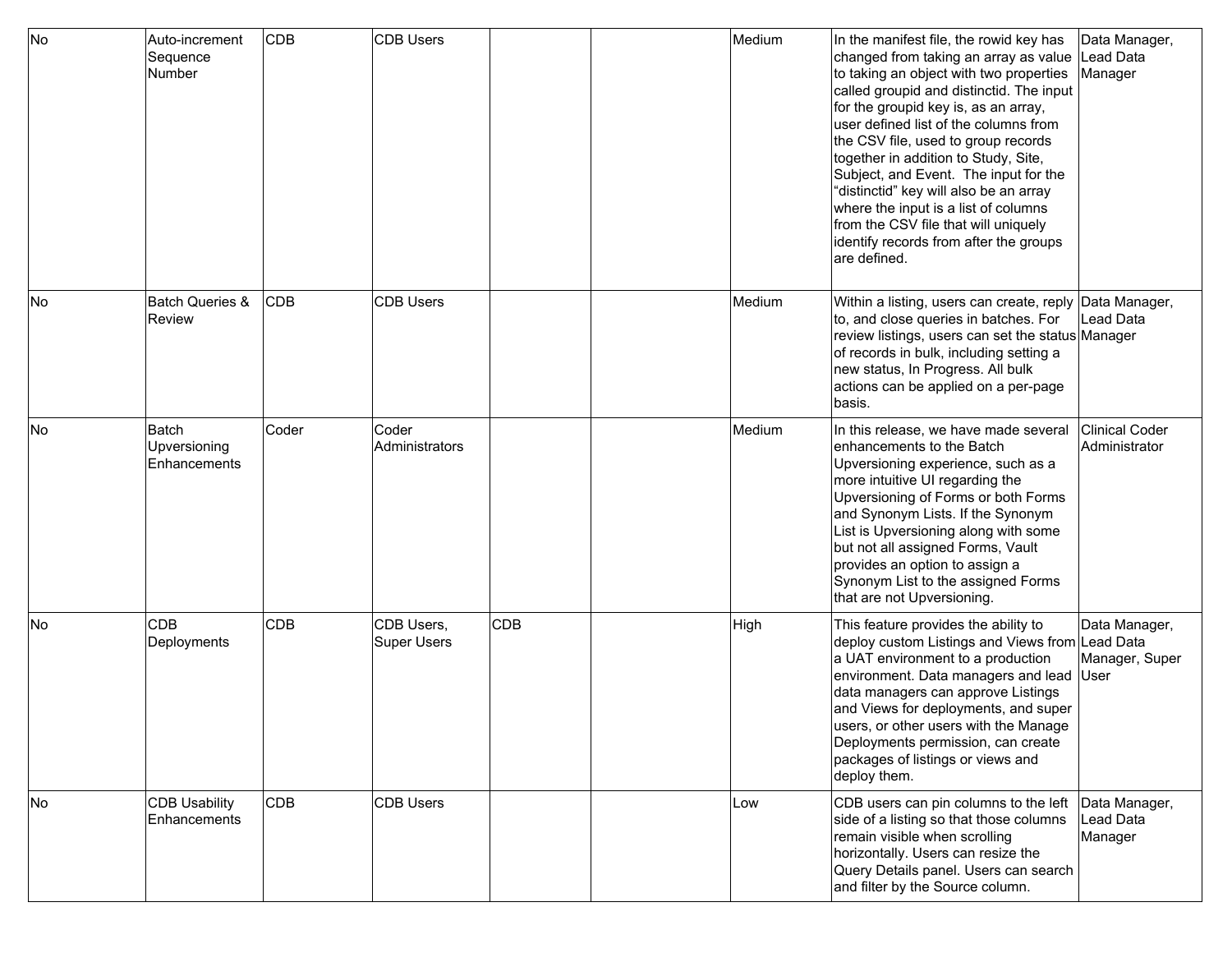| | | | | | | | | |
|---|---|---|---|---|---|---|---|---|
| No | Auto-increment Sequence Number | CDB | CDB Users | | | Medium | In the manifest file, the rowid key has changed from taking an array as value to taking an object with two properties called groupid and distinctid. The input for the groupid key is, as an array, user defined list of the columns from the CSV file, used to group records together in addition to Study, Site, Subject, and Event. The input for the “distinctid” key will also be an array where the input is a list of columns from the CSV file that will uniquely identify records from after the groups are defined. | Data Manager, Lead Data Manager |
| No | Batch Queries & Review | CDB | CDB Users | | | Medium | Within a listing, users can create, reply to, and close queries in batches. For review listings, users can set the status of records in bulk, including setting a new status, In Progress. All bulk actions can be applied on a per-page basis. | Data Manager, Lead Data Manager |
| No | Batch Upversioning Enhancements | Coder | Coder Administrators | | | Medium | In this release, we have made several enhancements to the Batch Upversioning experience, such as a more intuitive UI regarding the Upversioning of Forms or both Forms and Synonym Lists. If the Synonym List is Upversioning along with some but not all assigned Forms, Vault provides an option to assign a Synonym List to the assigned Forms that are not Upversioning. | Clinical Coder Administrator |
| No | CDB Deployments | CDB | CDB Users, Super Users | CDB | | High | This feature provides the ability to deploy custom Listings and Views from a UAT environment to a production environment. Data managers and lead data managers can approve Listings and Views for deployments, and super users, or other users with the Manage Deployments permission, can create packages of listings or views and deploy them. | Data Manager, Lead Data Manager, Super User |
| No | CDB Usability Enhancements | CDB | CDB Users | | | Low | CDB users can pin columns to the left side of a listing so that those columns remain visible when scrolling horizontally. Users can resize the Query Details panel. Users can search and filter by the Source column. | Data Manager, Lead Data Manager |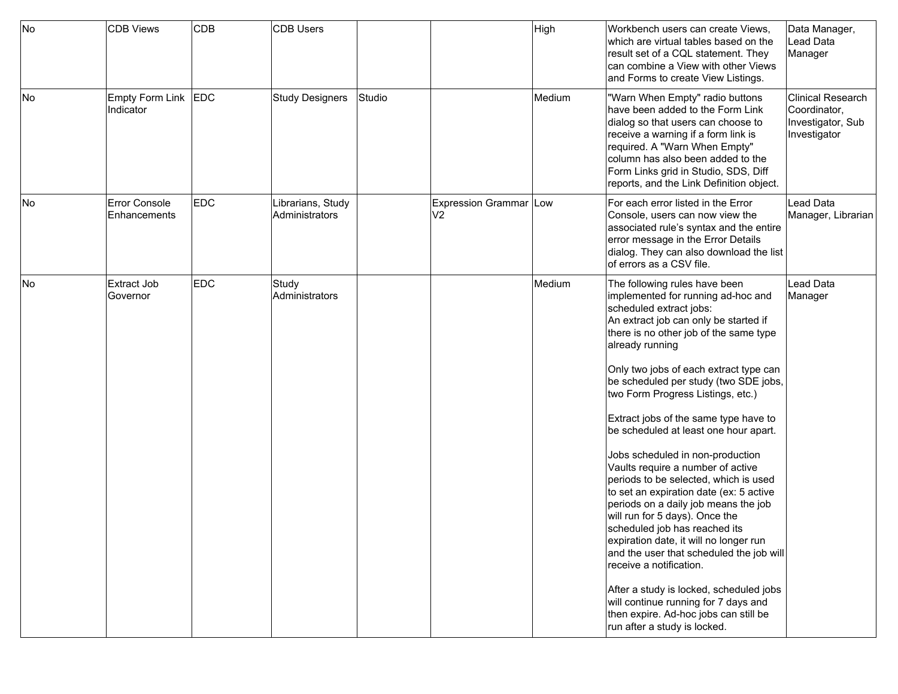| | | | | | | | | |
|---|---|---|---|---|---|---|---|---|
| No | CDB Views | CDB | CDB Users | | | High | Workbench users can create Views, which are virtual tables based on the result set of a CQL statement. They can combine a View with other Views and Forms to create View Listings. | Data Manager, Lead Data Manager |
| No | Empty Form Link Indicator | EDC | Study Designers | Studio | | Medium | "Warn When Empty" radio buttons have been added to the Form Link dialog so that users can choose to receive a warning if a form link is required. A "Warn When Empty" column has also been added to the Form Links grid in Studio, SDS, Diff reports, and the Link Definition object. | Clinical Research Coordinator, Investigator, Sub Investigator |
| No | Error Console Enhancements | EDC | Librarians, Study Administrators | | Expression Grammar V2 | Low | For each error listed in the Error Console, users can now view the associated rule's syntax and the entire error message in the Error Details dialog. They can also download the list of errors as a CSV file. | Lead Data Manager, Librarian |
| No | Extract Job Governor | EDC | Study Administrators | | | Medium | The following rules have been implemented for running ad-hoc and scheduled extract jobs:<br>An extract job can only be started if there is no other job of the same type already running<br><br>Only two jobs of each extract type can be scheduled per study (two SDE jobs, two Form Progress Listings, etc.)<br><br>Extract jobs of the same type have to be scheduled at least one hour apart.<br><br>Jobs scheduled in non-production Vaults require a number of active periods to be selected, which is used to set an expiration date (ex: 5 active periods on a daily job means the job will run for 5 days). Once the scheduled job has reached its expiration date, it will no longer run and the user that scheduled the job will receive a notification.<br><br>After a study is locked, scheduled jobs will continue running for 7 days and then expire. Ad-hoc jobs can still be run after a study is locked. | Lead Data Manager |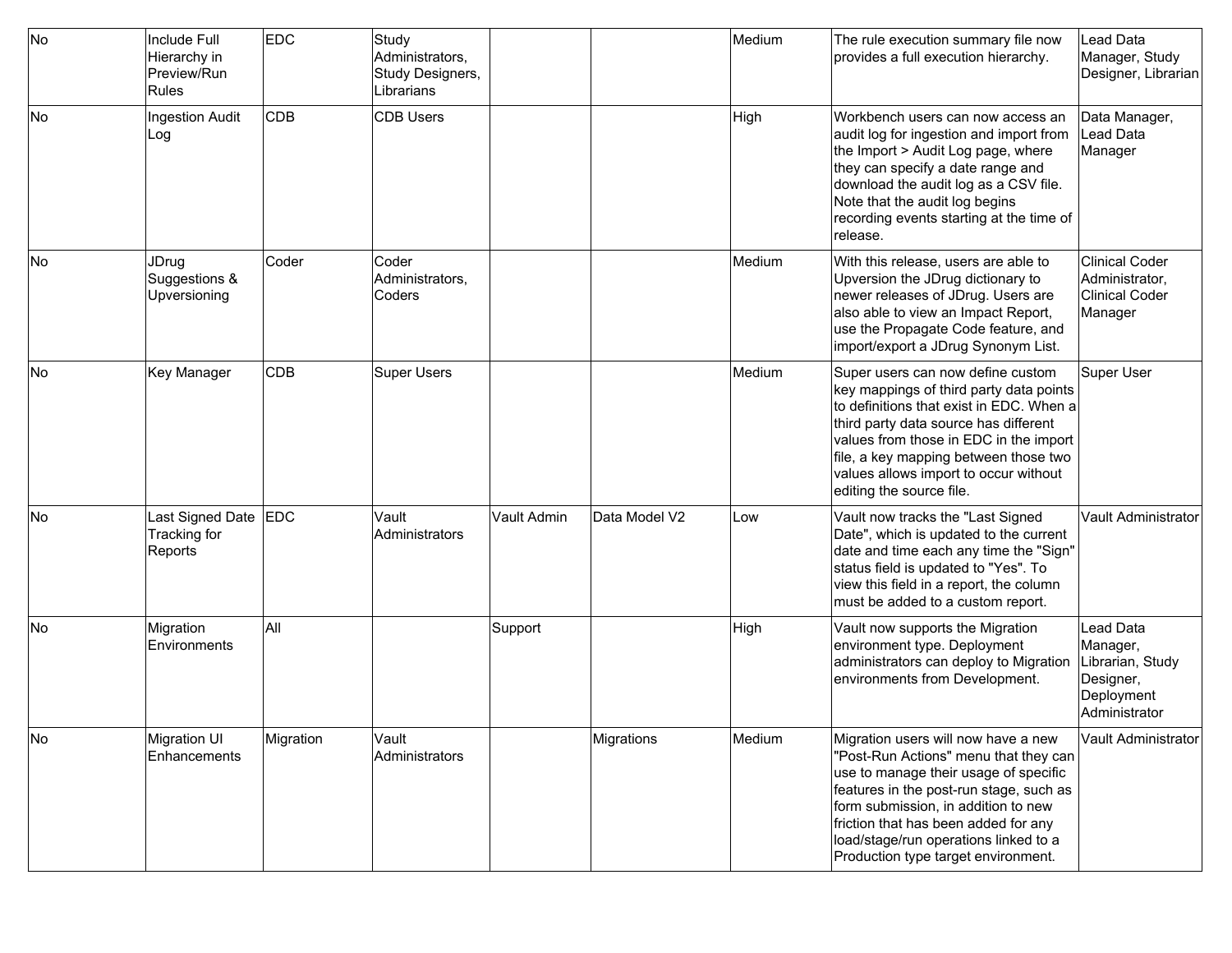| No | Include Full Hierarchy in Preview/Run Rules | EDC | Study Administrators, Study Designers, Librarians | | | Medium | The rule execution summary file now provides a full execution hierarchy. | Lead Data Manager, Study Designer, Librarian |
|---|---|---|---|---|---|---|---|---|
| No | Ingestion Audit Log | CDB | CDB Users | | | High | Workbench users can now access an audit log for ingestion and import from the Import > Audit Log page, where they can specify a date range and download the audit log as a CSV file. Note that the audit log begins recording events starting at the time of release. | Data Manager, Lead Data Manager |
| No | JDrug Suggestions & Upversioning | Coder | Coder Administrators, Coders | | | Medium | With this release, users are able to Upversion the JDrug dictionary to newer releases of JDrug. Users are also able to view an Impact Report, use the Propagate Code feature, and import/export a JDrug Synonym List. | Clinical Coder Administrator, Clinical Coder Manager |
| No | Key Manager | CDB | Super Users | | | Medium | Super users can now define custom key mappings of third party data points to definitions that exist in EDC. When a third party data source has different values from those in EDC in the import file, a key mapping between those two values allows import to occur without editing the source file. | Super User |
| No | Last Signed Date Tracking for Reports | EDC | Vault Administrators | Vault Admin | Data Model V2 | Low | Vault now tracks the "Last Signed Date", which is updated to the current date and time each any time the "Sign" status field is updated to "Yes". To view this field in a report, the column must be added to a custom report. | Vault Administrator |
| No | Migration Environments | All | | Support | | High | Vault now supports the Migration environment type. Deployment administrators can deploy to Migration environments from Development. | Lead Data Manager, Librarian, Study Designer, Deployment Administrator |
| No | Migration UI Enhancements | Migration | Vault Administrators | | Migrations | Medium | Migration users will now have a new "Post-Run Actions" menu that they can use to manage their usage of specific features in the post-run stage, such as form submission, in addition to new friction that has been added for any load/stage/run operations linked to a Production type target environment. | Vault Administrator |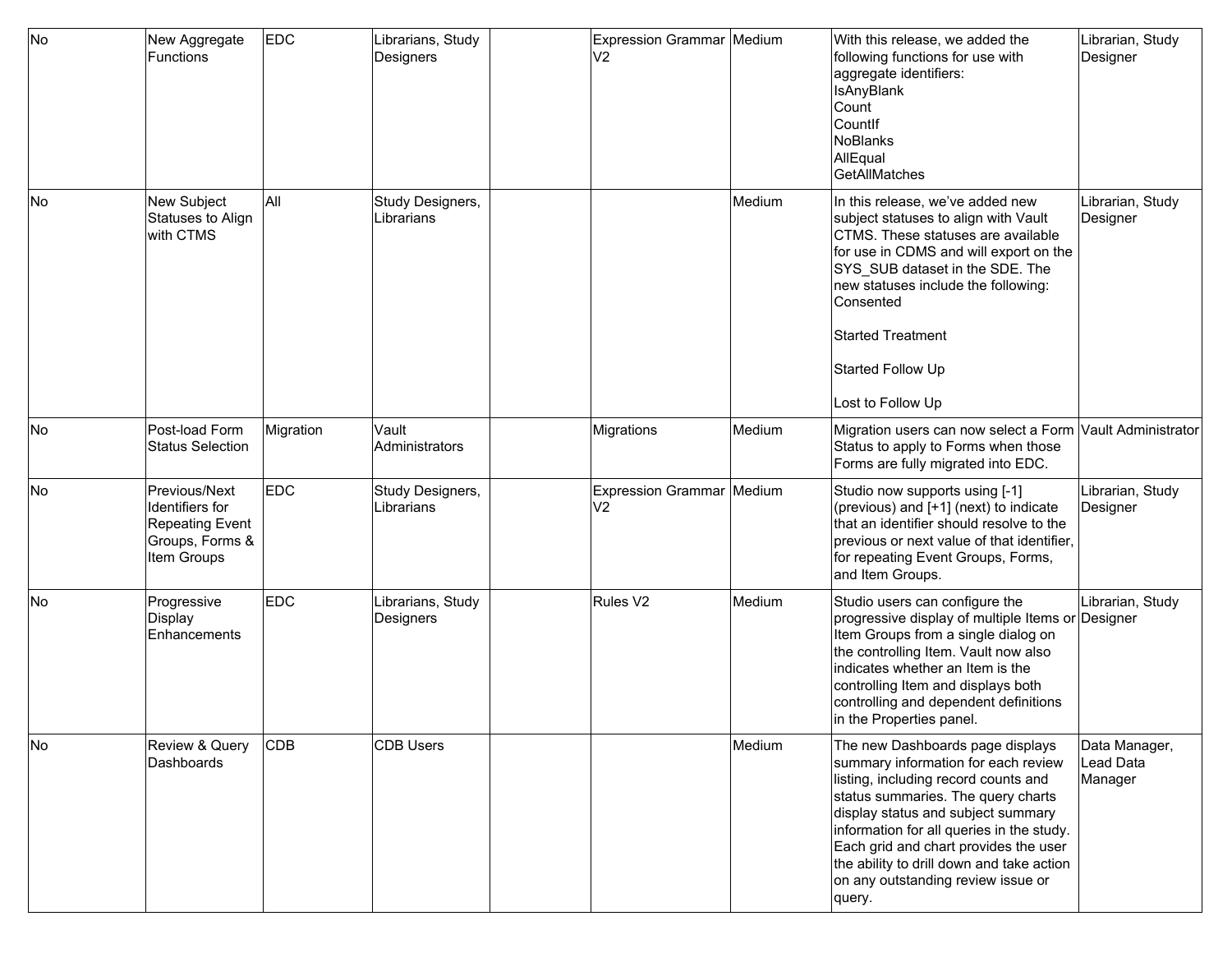| | | | | | | | | |
|---|---|---|---|---|---|---|---|---|
| No | New Aggregate Functions | EDC | Librarians, Study Designers | | Expression Grammar V2 | Medium | With this release, we added the following functions for use with aggregate identifiers:<br>IsAnyBlank<br>Count<br>CountIf<br>NoBlanks<br>AllEqual<br>GetAllMatches | Librarian, Study Designer |
| No | New Subject Statuses to Align with CTMS | All | Study Designers, Librarians | | | Medium | In this release, we’ve added new subject statuses to align with Vault CTMS. These statuses are available for use in CDMS and will export on the SYS_SUB dataset in the SDE. The new statuses include the following:<br>Consented<br><br>Started Treatment<br><br>Started Follow Up<br><br>Lost to Follow Up | Librarian, Study Designer |
| No | Post-load Form Status Selection | Migration | Vault Administrators | | Migrations | Medium | Migration users can now select a Form Status to apply to Forms when those Forms are fully migrated into EDC. | Vault Administrator |
| No | Previous/Next Identifiers for Repeating Event Groups, Forms & Item Groups | EDC | Study Designers, Librarians | | Expression Grammar V2 | Medium | Studio now supports using [-1] (previous) and [+1] (next) to indicate that an identifier should resolve to the previous or next value of that identifier, for repeating Event Groups, Forms, and Item Groups. | Librarian, Study Designer |
| No | Progressive Display Enhancements | EDC | Librarians, Study Designers | | Rules V2 | Medium | Studio users can configure the progressive display of multiple Items or Item Groups from a single dialog on the controlling Item. Vault now also indicates whether an Item is the controlling Item and displays both controlling and dependent definitions in the Properties panel. | Librarian, Study Designer |
| No | Review & Query Dashboards | CDB | CDB Users | | | Medium | The new Dashboards page displays summary information for each review listing, including record counts and status summaries. The query charts display status and subject summary information for all queries in the study. Each grid and chart provides the user the ability to drill down and take action on any outstanding review issue or query. | Data Manager, Lead Data Manager |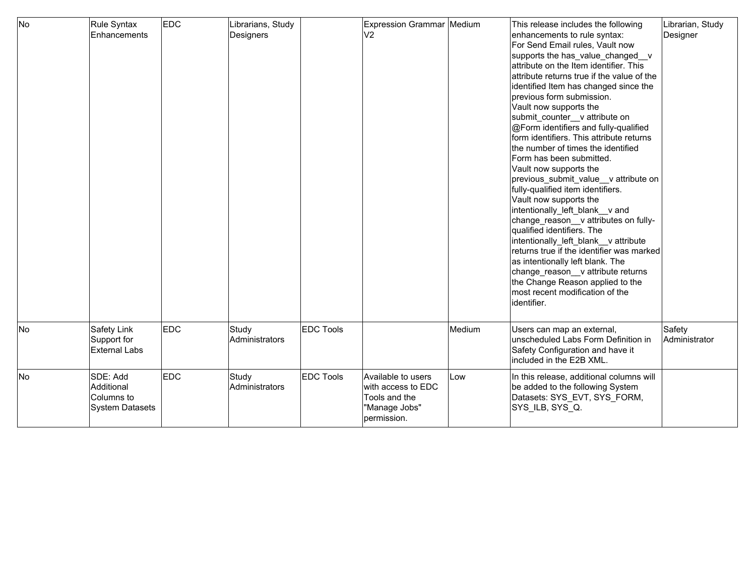| No | Rule Syntax Enhancements | EDC | Librarians, Study Designers | | Expression Grammar V2 | Medium | This release includes the following enhancements to rule syntax:<br>For Send Email rules, Vault now supports the has_value_changed__v attribute on the Item identifier. This attribute returns true if the value of the identified Item has changed since the previous form submission.<br>Vault now supports the submit_counter__v attribute on @Form identifiers and fully-qualified form identifiers. This attribute returns the number of times the identified Form has been submitted.<br>Vault now supports the previous_submit_value__v attribute on fully-qualified item identifiers.<br>Vault now supports the intentionally_left_blank__v and change_reason__v attributes on fully-qualified identifiers. The intentionally_left_blank__v attribute returns true if the identifier was marked as intentionally left blank. The change_reason__v attribute returns the Change Reason applied to the most recent modification of the identifier. | Librarian, Study Designer |
|---|---|---|---|---|---|---|---|---|
| No | Safety Link Support for External Labs | EDC | Study Administrators | EDC Tools | | Medium | Users can map an external, unscheduled Labs Form Definition in Safety Configuration and have it included in the E2B XML. | Safety Administrator |
| No | SDE: Add Additional Columns to System Datasets | EDC | Study Administrators | EDC Tools | Available to users with access to EDC Tools and the "Manage Jobs" permission. | Low | In this release, additional columns will be added to the following System Datasets: SYS_EVT, SYS_FORM, SYS_ILB, SYS_Q. | |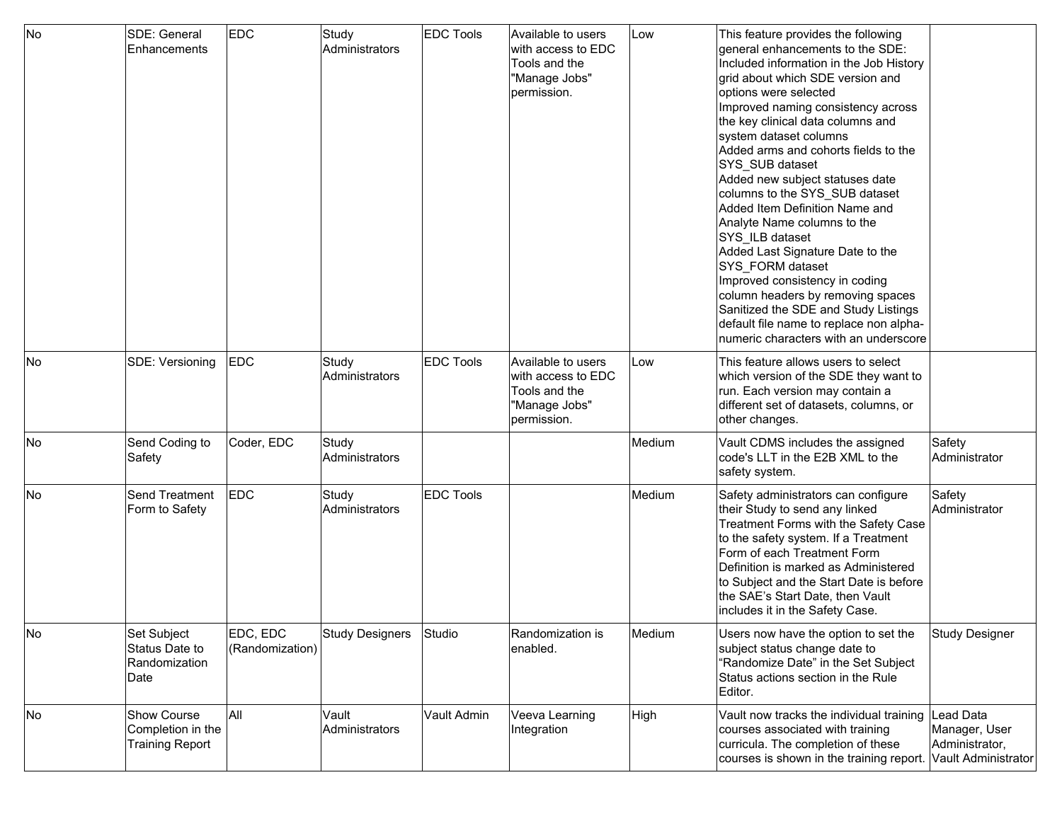| | | | | | | | | |
|---|---|---|---|---|---|---|---|---|
| No | SDE: General Enhancements | EDC | Study Administrators | EDC Tools | Available to users with access to EDC Tools and the "Manage Jobs" permission. | Low | This feature provides the following general enhancements to the SDE: Included information in the Job History grid about which SDE version and options were selected Improved naming consistency across the key clinical data columns and system dataset columns Added arms and cohorts fields to the SYS_SUB dataset Added new subject statuses date columns to the SYS_SUB dataset Added Item Definition Name and Analyte Name columns to the SYS_ILB dataset Added Last Signature Date to the SYS_FORM dataset Improved consistency in coding column headers by removing spaces Sanitized the SDE and Study Listings default file name to replace non alpha-numeric characters with an underscore | |
| No | SDE: Versioning | EDC | Study Administrators | EDC Tools | Available to users with access to EDC Tools and the "Manage Jobs" permission. | Low | This feature allows users to select which version of the SDE they want to run. Each version may contain a different set of datasets, columns, or other changes. | |
| No | Send Coding to Safety | Coder, EDC | Study Administrators | | | Medium | Vault CDMS includes the assigned code's LLT in the E2B XML to the safety system. | Safety Administrator |
| No | Send Treatment Form to Safety | EDC | Study Administrators | EDC Tools | | Medium | Safety administrators can configure their Study to send any linked Treatment Forms with the Safety Case to the safety system. If a Treatment Form of each Treatment Form Definition is marked as Administered to Subject and the Start Date is before the SAE's Start Date, then Vault includes it in the Safety Case. | Safety Administrator |
| No | Set Subject Status Date to Randomization Date | EDC, EDC (Randomization) | Study Designers | Studio | Randomization is enabled. | Medium | Users now have the option to set the subject status change date to "Randomize Date" in the Set Subject Status actions section in the Rule Editor. | Study Designer |
| No | Show Course Completion in the Training Report | All | Vault Administrators | Vault Admin | Veeva Learning Integration | High | Vault now tracks the individual training courses associated with training curricula. The completion of these courses is shown in the training report. | Lead Data Manager, User Administrator, Vault Administrator |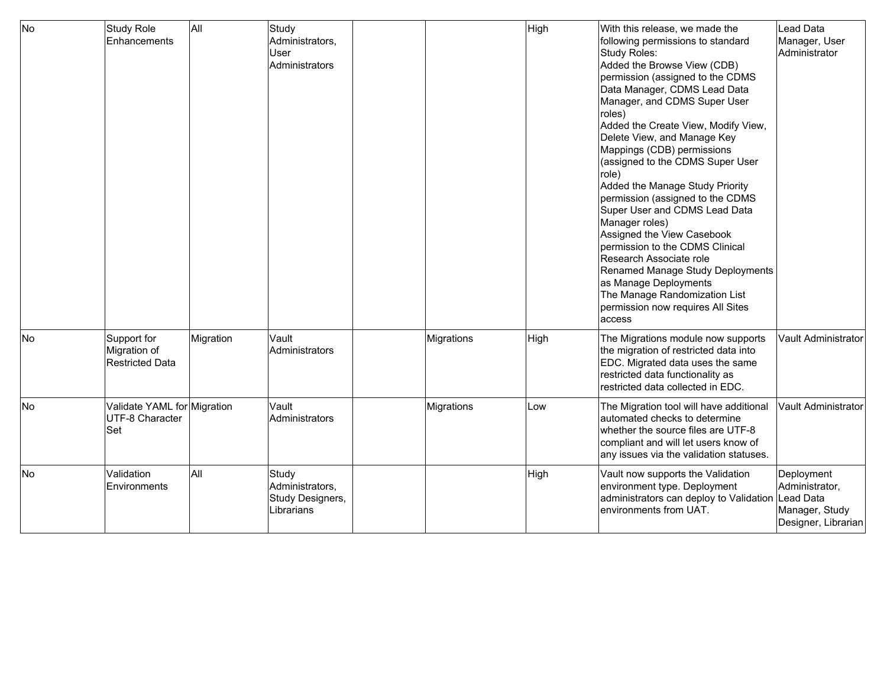| | | | | | | | | |
|---|---|---|---|---|---|---|---|---|
| No | Study Role Enhancements | All | Study Administrators, User Administrators | | | High | With this release, we made the following permissions to standard Study Roles:<br>Added the Browse View (CDB) permission (assigned to the CDMS Data Manager, CDMS Lead Data Manager, and CDMS Super User roles)<br>Added the Create View, Modify View, Delete View, and Manage Key Mappings (CDB) permissions (assigned to the CDMS Super User role)<br>Added the Manage Study Priority permission (assigned to the CDMS Super User and CDMS Lead Data Manager roles)<br>Assigned the View Casebook permission to the CDMS Clinical Research Associate role<br>Renamed Manage Study Deployments as Manage Deployments<br>The Manage Randomization List permission now requires All Sites access | Lead Data Manager, User Administrator |
| No | Support for Migration of Restricted Data | Migration | Vault Administrators | | Migrations | High | The Migrations module now supports the migration of restricted data into EDC. Migrated data uses the same restricted data functionality as restricted data collected in EDC. | Vault Administrator |
| No | Validate YAML for UTF-8 Character Set | Migration | Vault Administrators | | Migrations | Low | The Migration tool will have additional automated checks to determine whether the source files are UTF-8 compliant and will let users know of any issues via the validation statuses. | Vault Administrator |
| No | Validation Environments | All | Study Administrators, Study Designers, Librarians | | | High | Vault now supports the Validation environment type. Deployment administrators can deploy to Validation environments from UAT. | Deployment Administrator, Lead Data Manager, Study Designer, Librarian |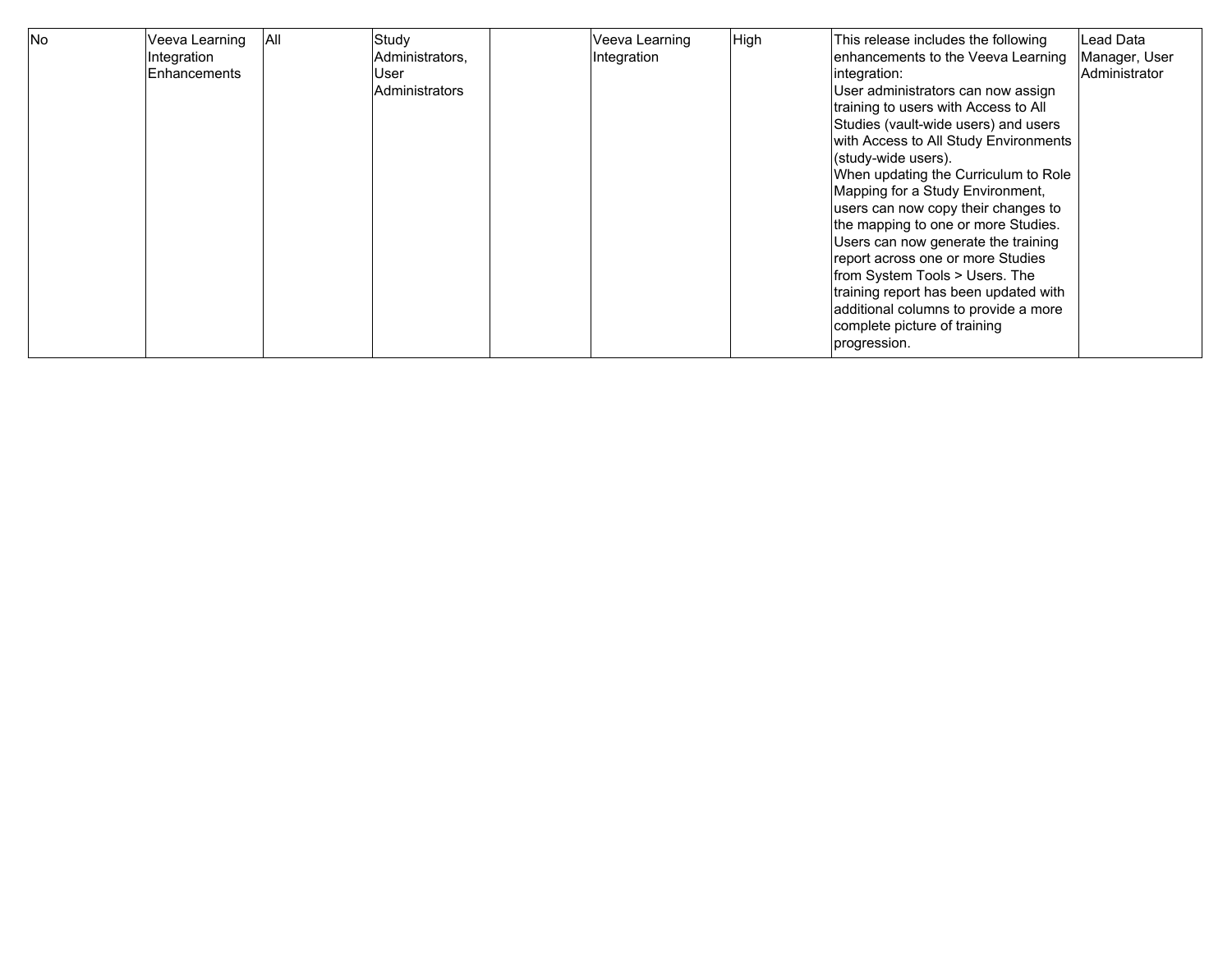| No | Veeva Learning Integration Enhancements | All | Study Administrators, User Administrators | | Veeva Learning Integration | High | This release includes the following enhancements to the Veeva Learning integration:<br>User administrators can now assign training to users with Access to All Studies (vault-wide users) and users with Access to All Study Environments (study-wide users).<br>When updating the Curriculum to Role Mapping for a Study Environment, users can now copy their changes to the mapping to one or more Studies.<br>Users can now generate the training report across one or more Studies from System Tools > Users. The training report has been updated with additional columns to provide a more complete picture of training progression. | Lead Data Manager, User Administrator |
|---|---|---|---|---|---|---|---|---|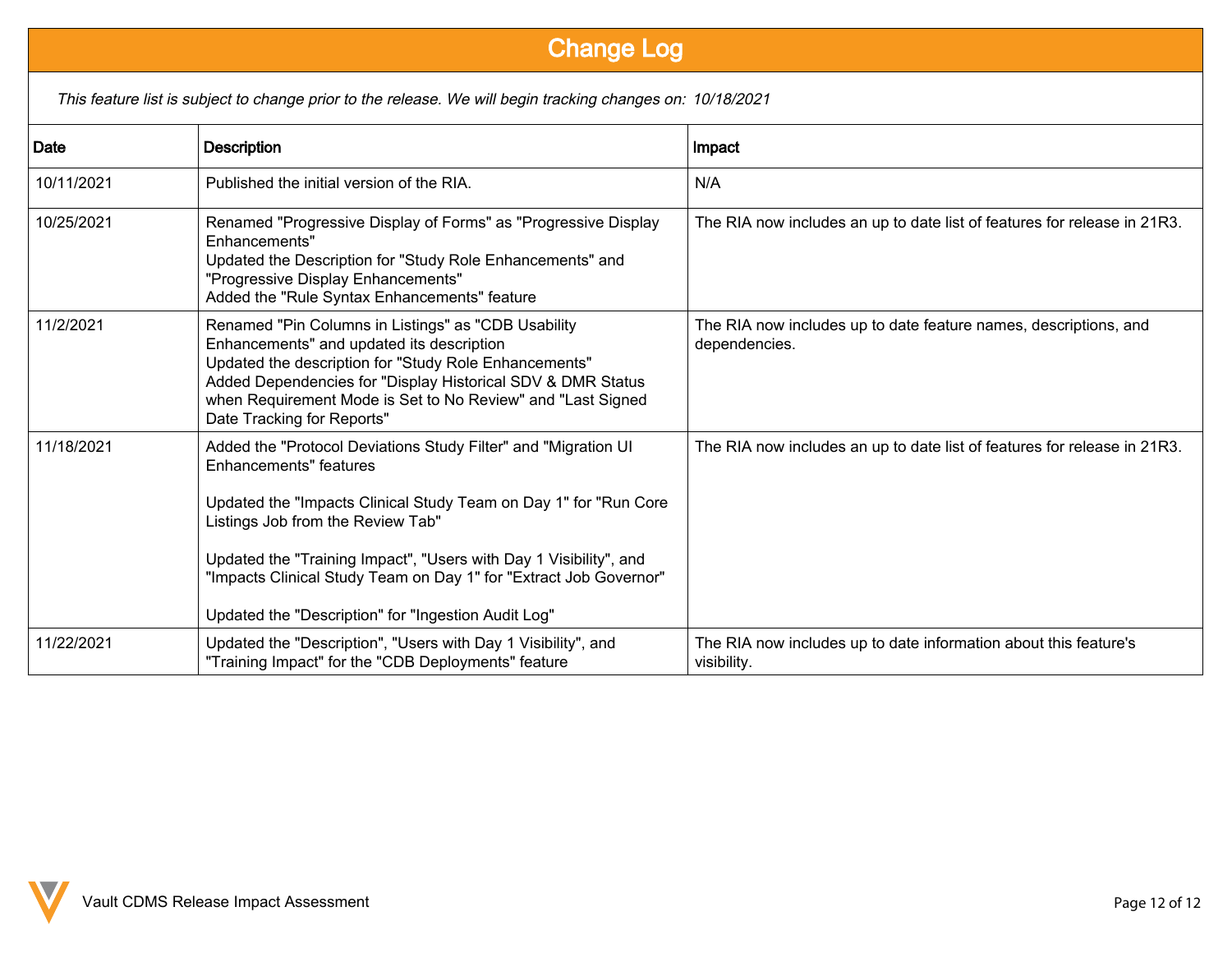# Change Log

*This feature list is subject to change prior to the release. We will begin tracking changes on: 10/18/2021*

| Date | Description | Impact |
|---|---|---|
| 10/11/2021 | Published the initial version of the RIA. | N/A |
| 10/25/2021 | Renamed "Progressive Display of Forms" as "Progressive Display Enhancements"<br>Updated the Description for "Study Role Enhancements" and "Progressive Display Enhancements"<br>Added the "Rule Syntax Enhancements" feature | The RIA now includes an up to date list of features for release in 21R3. |
| 11/2/2021 | Renamed "Pin Columns in Listings" as "CDB Usability Enhancements" and updated its description<br>Updated the description for "Study Role Enhancements"<br>Added Dependencies for "Display Historical SDV & DMR Status when Requirement Mode is Set to No Review" and "Last Signed Date Tracking for Reports" | The RIA now includes up to date feature names, descriptions, and dependencies. |
| 11/18/2021 | Added the "Protocol Deviations Study Filter" and "Migration UI Enhancements" features<br><br>Updated the "Impacts Clinical Study Team on Day 1" for "Run Core Listings Job from the Review Tab"<br><br>Updated the "Training Impact", "Users with Day 1 Visibility", and "Impacts Clinical Study Team on Day 1" for "Extract Job Governor"<br><br>Updated the "Description" for "Ingestion Audit Log" | The RIA now includes an up to date list of features for release in 21R3. |
| 11/22/2021 | Updated the "Description", "Users with Day 1 Visibility", and "Training Impact" for the "CDB Deployments" feature | The RIA now includes up to date information about this feature's visibility. |